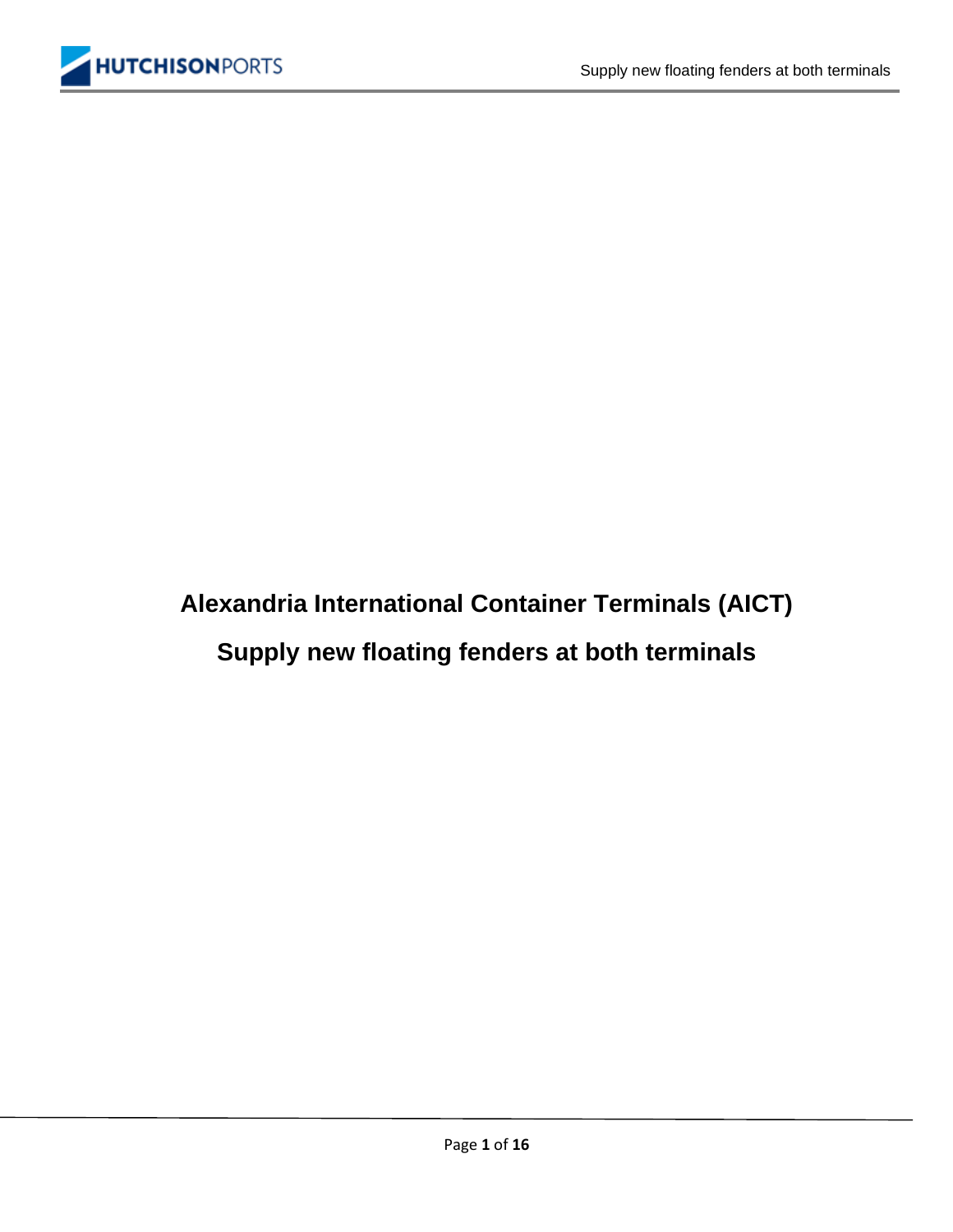# Alexandria International Container Terminals (AICT)

## Supply new floating fenders at both terminals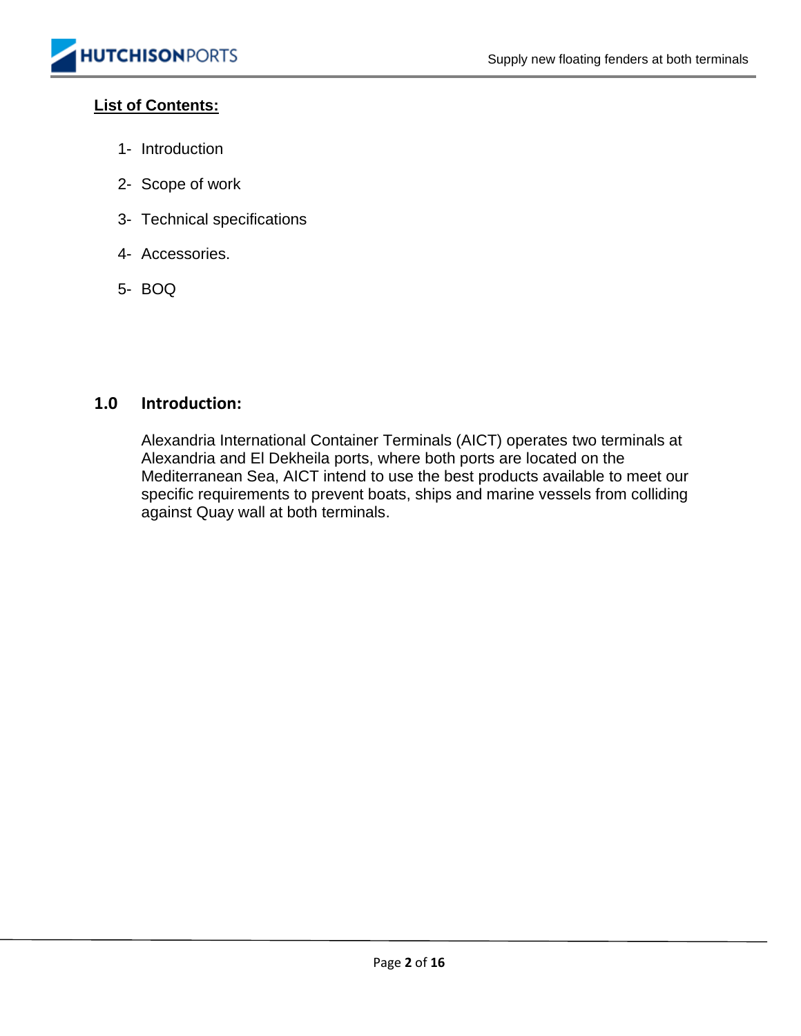**List of Contents:**

1- Introduction

2- Scope of work

3- Technical specifications

4- Accessories.

5- BOQ

## 1.0 Introduction:

Alexandria International Container Terminals (AICT) operates two terminals at Alexandria and El Dekheila ports, where both ports are located on the Mediterranean Sea, AICT intend to use the best products available to meet our specific requirements to prevent boats, ships and marine vessels from colliding against Quay wall at both terminals.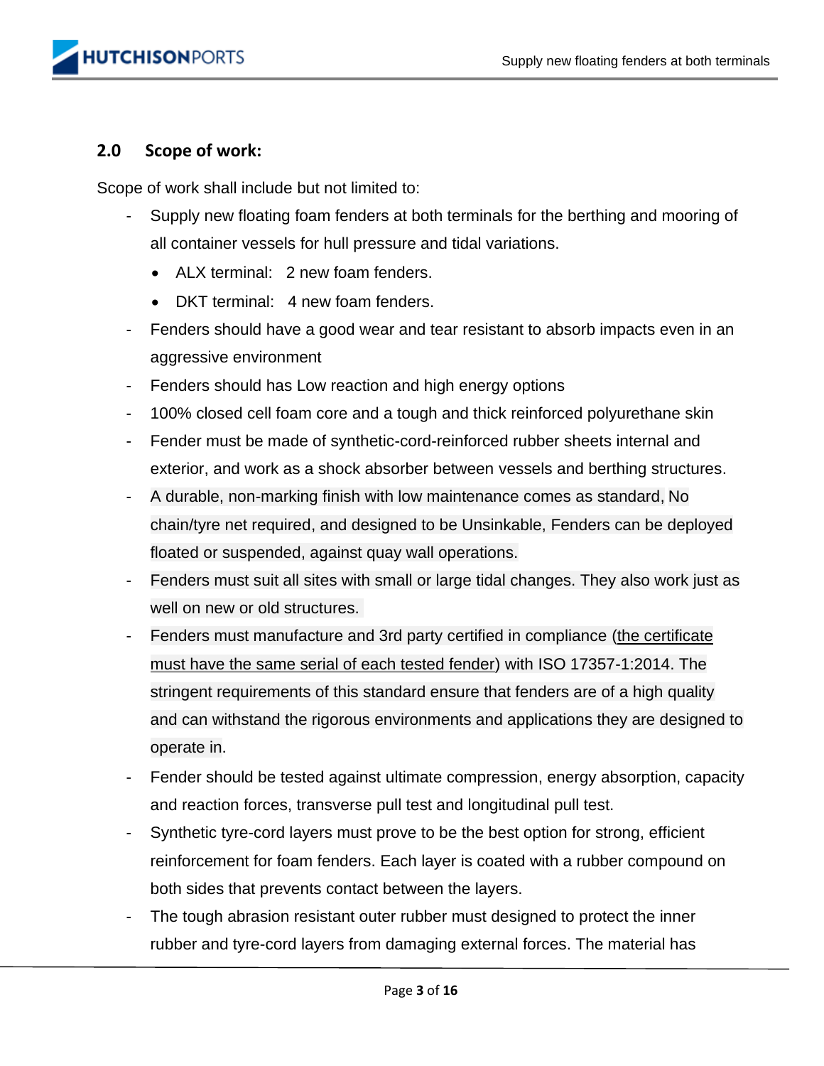## 2.0 Scope of work:

Scope of work shall include but not limited to:

- Supply new floating foam fenders at both terminals for the berthing and mooring of all container vessels for hull pressure and tidal variations.
  - ALX terminal: 2 new foam fenders.
  - DKT terminal: 4 new foam fenders.
- Fenders should have a good wear and tear resistant to absorb impacts even in an aggressive environment
- Fenders should has Low reaction and high energy options
- 100% closed cell foam core and a tough and thick reinforced polyurethane skin
- Fender must be made of synthetic-cord-reinforced rubber sheets internal and exterior, and work as a shock absorber between vessels and berthing structures.
- A durable, non-marking finish with low maintenance comes as standard, No chain/tyre net required, and designed to be Unsinkable, Fenders can be deployed floated or suspended, against quay wall operations.
- Fenders must suit all sites with small or large tidal changes. They also work just as well on new or old structures.
- Fenders must manufacture and 3rd party certified in compliance (<u>the certificate must have the same serial of each tested fender</u>) with ISO 17357-1:2014. The stringent requirements of this standard ensure that fenders are of a high quality and can withstand the rigorous environments and applications they are designed to operate in.
- Fender should be tested against ultimate compression, energy absorption, capacity and reaction forces, transverse pull test and longitudinal pull test.
- Synthetic tyre-cord layers must prove to be the best option for strong, efficient reinforcement for foam fenders. Each layer is coated with a rubber compound on both sides that prevents contact between the layers.
- The tough abrasion resistant outer rubber must designed to protect the inner rubber and tyre-cord layers from damaging external forces. The material has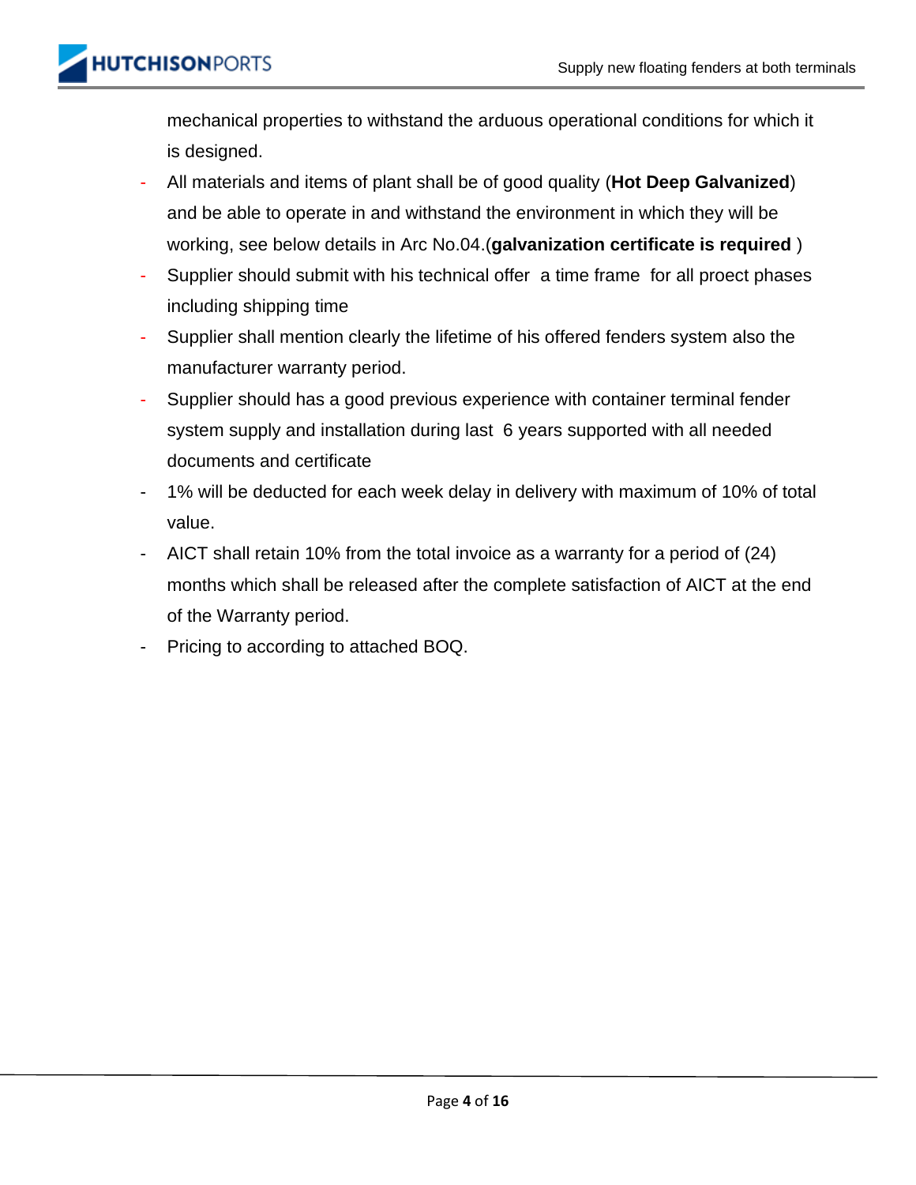mechanical properties to withstand the arduous operational conditions for which it is designed.

- All materials and items of plant shall be of good quality (**Hot Deep Galvanized**) and be able to operate in and withstand the environment in which they will be working, see below details in Arc No.04.(**galvanization certificate is required** )
- Supplier should submit with his technical offer a time frame for all proect phases including shipping time
- Supplier shall mention clearly the lifetime of his offered fenders system also the manufacturer warranty period.
- Supplier should has a good previous experience with container terminal fender system supply and installation during last 6 years supported with all needed documents and certificate
- 1% will be deducted for each week delay in delivery with maximum of 10% of total value.
- AICT shall retain 10% from the total invoice as a warranty for a period of (24) months which shall be released after the complete satisfaction of AICT at the end of the Warranty period.
- Pricing to according to attached BOQ.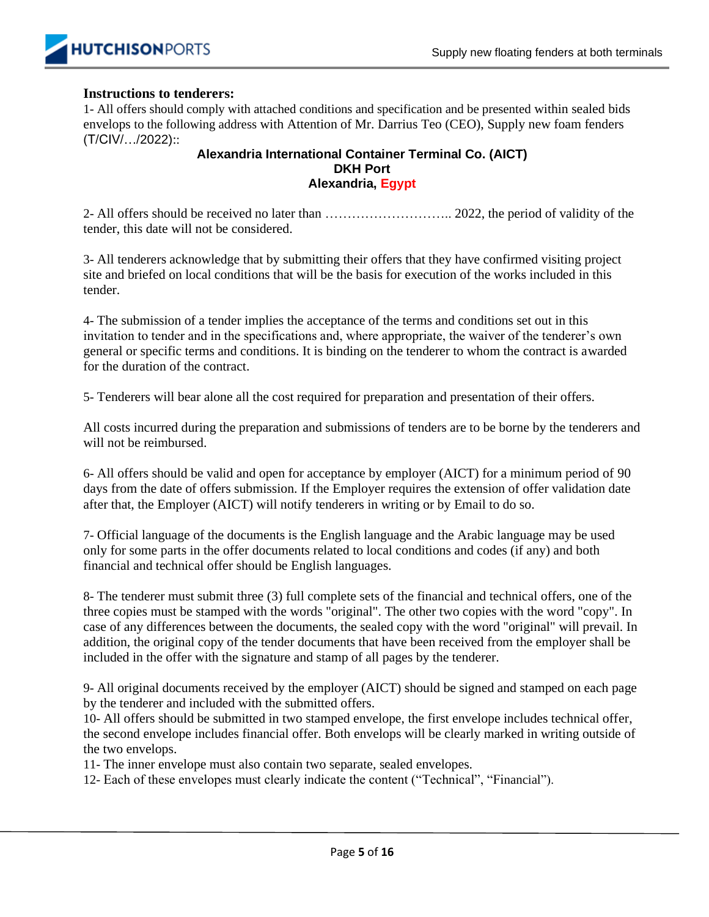**Instructions to tenderers:**

1- All offers should comply with attached conditions and specification and be presented within sealed bids envelops to the following address with Attention of Mr. Darrius Teo (CEO), Supply new foam fenders (T/CIV/…/2022)::

**Alexandria International Container Terminal Co. (AICT)**
**DKH Port**
**Alexandria, Egypt**

2- All offers should be received no later than ……………………….. 2022, the period of validity of the tender, this date will not be considered.

3- All tenderers acknowledge that by submitting their offers that they have confirmed visiting project site and briefed on local conditions that will be the basis for execution of the works included in this tender.

4- The submission of a tender implies the acceptance of the terms and conditions set out in this invitation to tender and in the specifications and, where appropriate, the waiver of the tenderer's own general or specific terms and conditions. It is binding on the tenderer to whom the contract is awarded for the duration of the contract.

5- Tenderers will bear alone all the cost required for preparation and presentation of their offers.

All costs incurred during the preparation and submissions of tenders are to be borne by the tenderers and will not be reimbursed.

6- All offers should be valid and open for acceptance by employer (AICT) for a minimum period of 90 days from the date of offers submission. If the Employer requires the extension of offer validation date after that, the Employer (AICT) will notify tenderers in writing or by Email to do so.

7- Official language of the documents is the English language and the Arabic language may be used only for some parts in the offer documents related to local conditions and codes (if any) and both financial and technical offer should be English languages.

8- The tenderer must submit three (3) full complete sets of the financial and technical offers, one of the three copies must be stamped with the words "original". The other two copies with the word "copy". In case of any differences between the documents, the sealed copy with the word "original" will prevail. In addition, the original copy of the tender documents that have been received from the employer shall be included in the offer with the signature and stamp of all pages by the tenderer.

9- All original documents received by the employer (AICT) should be signed and stamped on each page by the tenderer and included with the submitted offers.

10- All offers should be submitted in two stamped envelope, the first envelope includes technical offer, the second envelope includes financial offer. Both envelops will be clearly marked in writing outside of the two envelops.

11- The inner envelope must also contain two separate, sealed envelopes.

12- Each of these envelopes must clearly indicate the content ("Technical", "Financial").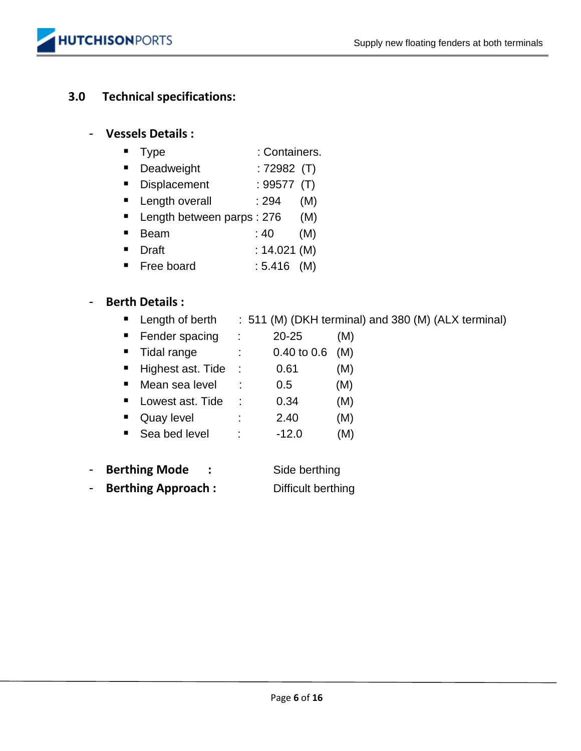## 3.0 Technical specifications:

- **Vessels Details :**
  - Type : Containers.
  - Deadweight : 72982 (T)
  - Displacement : 99577 (T)
  - Length overall : 294 (M)
  - Length between parps : 276 (M)
  - Beam : 40 (M)
  - Draft : 14.021 (M)
  - Free board : 5.416 (M)

- **Berth Details :**
  - Length of berth : 511 (M) (DKH terminal) and 380 (M) (ALX terminal)
  - Fender spacing : 20-25 (M)
  - Tidal range : 0.40 to 0.6 (M)
  - Highest ast. Tide : 0.61 (M)
  - Mean sea level : 0.5 (M)
  - Lowest ast. Tide : 0.34 (M)
  - Quay level : 2.40 (M)
  - Sea bed level : -12.0 (M)

- **Berthing Mode :** Side berthing
- **Berthing Approach :** Difficult berthing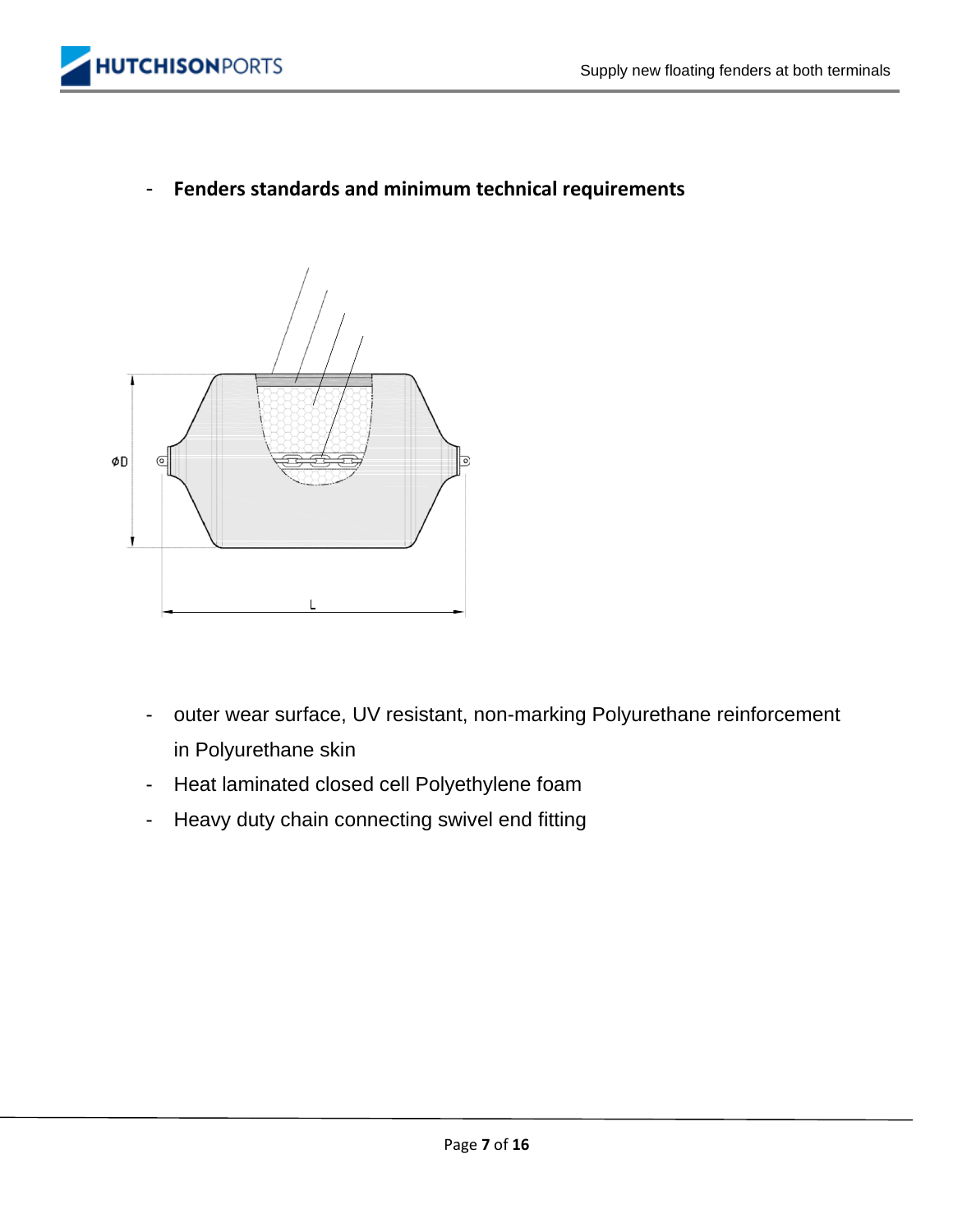- **Fenders standards and minimum technical requirements**

- outer wear surface, UV resistant, non-marking Polyurethane reinforcement in Polyurethane skin
- Heat laminated closed cell Polyethylene foam
- Heavy duty chain connecting swivel end fitting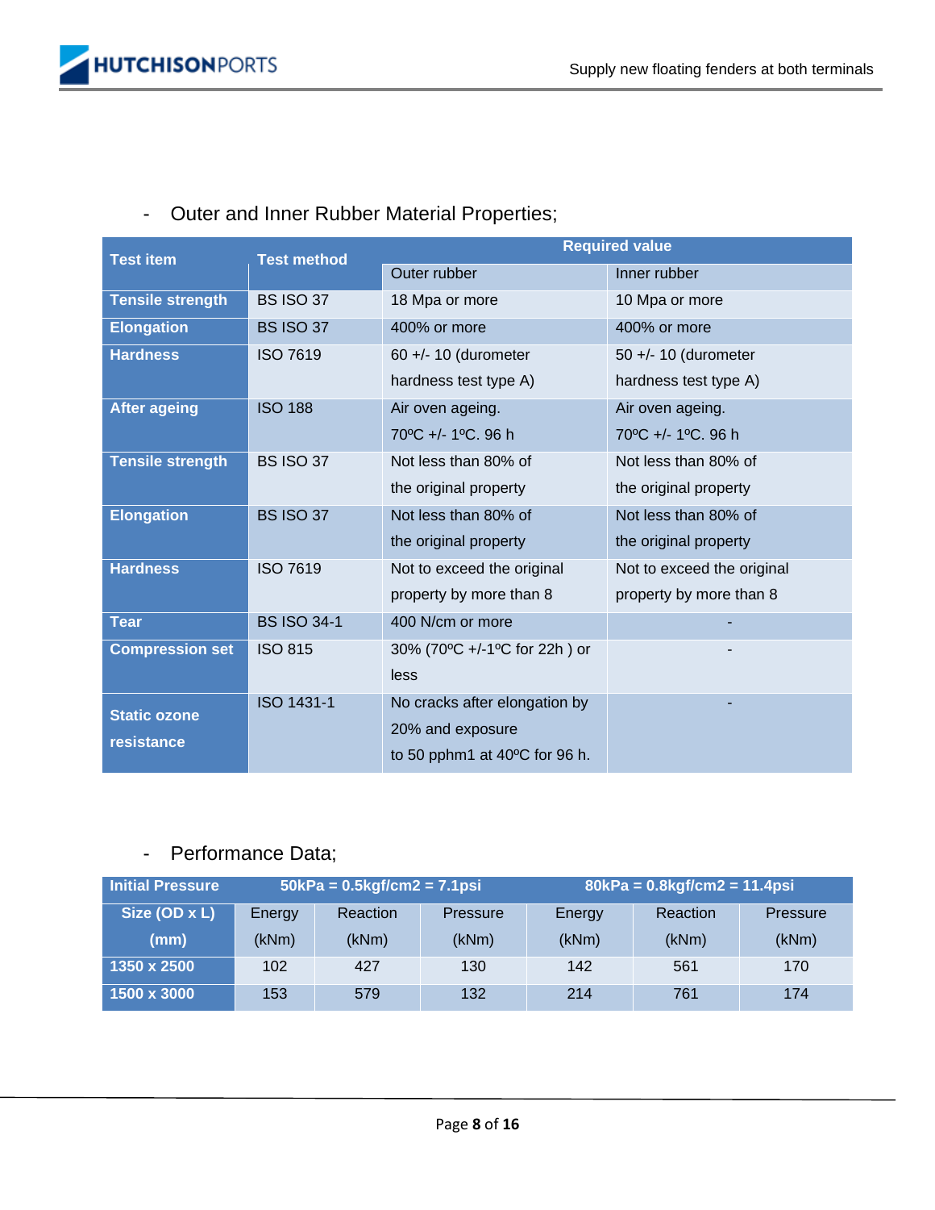- Outer and Inner Rubber Material Properties;

| Test item | Test method | Required value | |
|---|---|---|---|
| | | Outer rubber | Inner rubber |
| **Tensile strength** | BS ISO 37 | 18 Mpa or more | 10 Mpa or more |
| **Elongation** | BS ISO 37 | 400% or more | 400% or more |
| **Hardness** | ISO 7619 | 60 +/- 10 (durometer hardness test type A) | 50 +/- 10 (durometer hardness test type A) |
| **After ageing** | ISO 188 | Air oven ageing. 70ºC +/- 1ºC. 96 h | Air oven ageing. 70ºC +/- 1ºC. 96 h |
| **Tensile strength** | BS ISO 37 | Not less than 80% of the original property | Not less than 80% of the original property |
| **Elongation** | BS ISO 37 | Not less than 80% of the original property | Not less than 80% of the original property |
| **Hardness** | ISO 7619 | Not to exceed the original property by more than 8 | Not to exceed the original property by more than 8 |
| **Tear** | BS ISO 34-1 | 400 N/cm or more | - |
| **Compression set** | ISO 815 | 30% (70ºC +/-1ºC for 22h ) or less | - |
| **Static ozone resistance** | ISO 1431-1 | No cracks after elongation by 20% and exposure to 50 pphm1 at 40ºC for 96 h. | - |

- Performance Data;

| Initial Pressure | 50kPa = 0.5kgf/cm2 = 7.1psi | | | 80kPa = 0.8kgf/cm2 = 11.4psi | | |
|---|---|---|---|---|---|---|
| **Size (OD x L) (mm)** | Energy (kNm) | Reaction (kNm) | Pressure (kNm) | Energy (kNm) | Reaction (kNm) | Pressure (kNm) |
| **1350 x 2500** | 102 | 427 | 130 | 142 | 561 | 170 |
| **1500 x 3000** | 153 | 579 | 132 | 214 | 761 | 174 |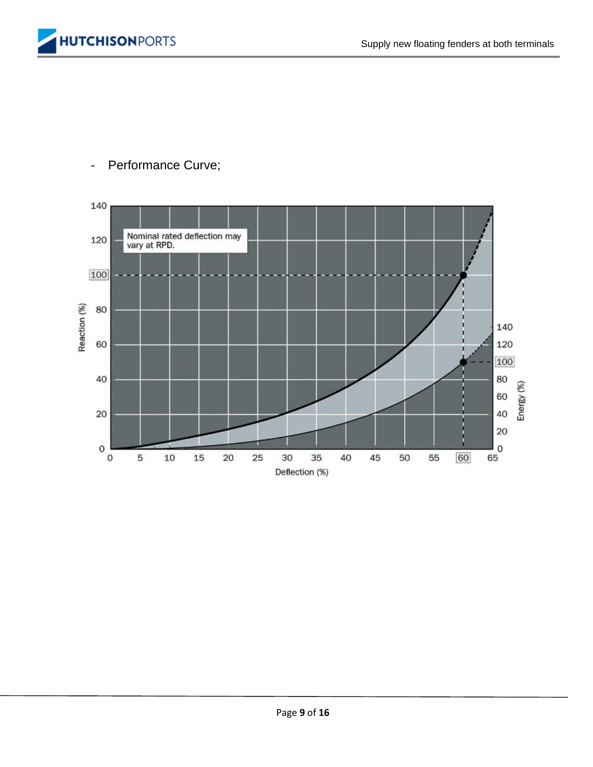- Performance Curve;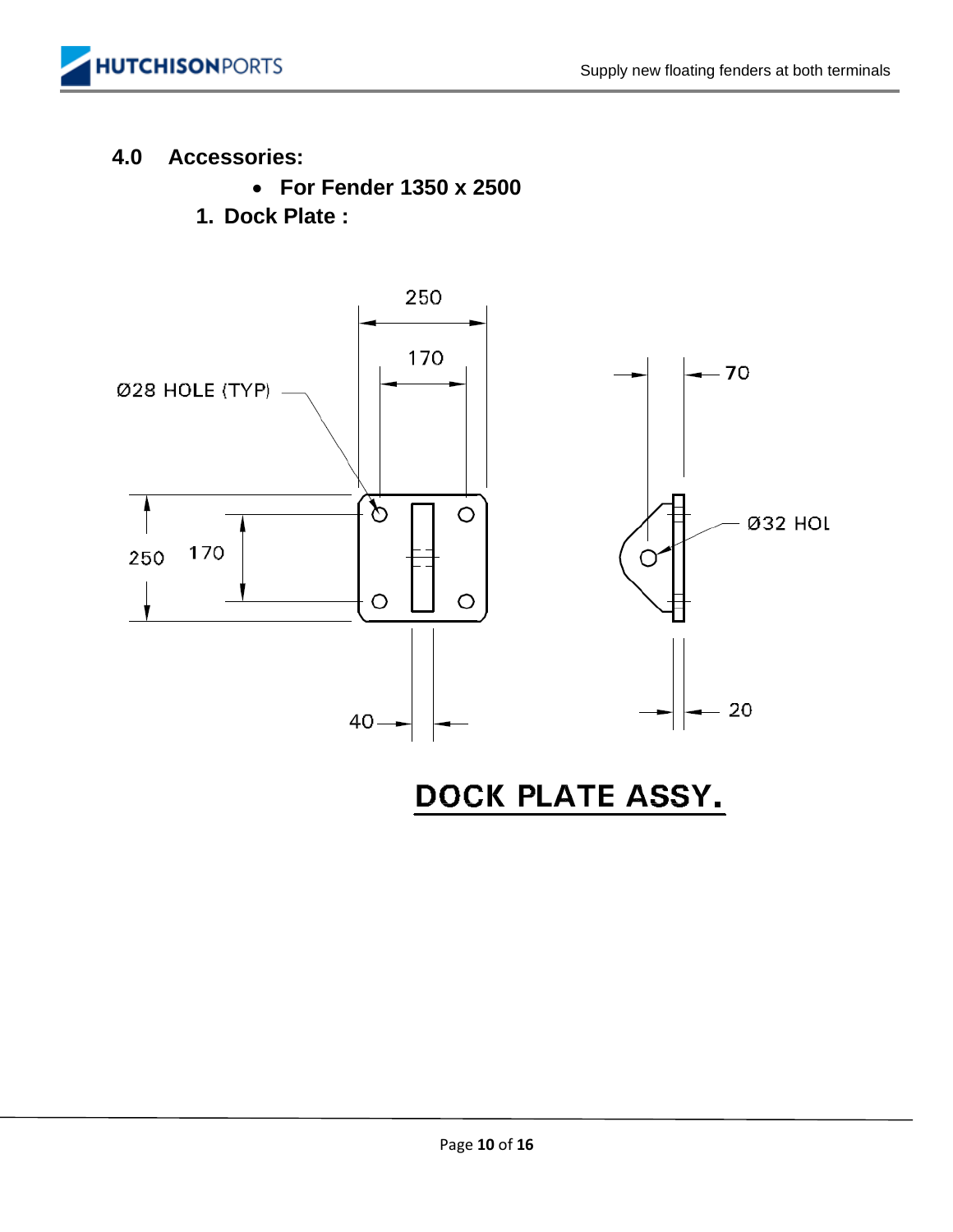## 4.0 Accessories:

- **For Fender 1350 x 2500**

**1. Dock Plate :**

250

170

Ø28 HOLE (TYP)

70

Ø32 HOL

250 170

40

20

**DOCK PLATE ASSY.**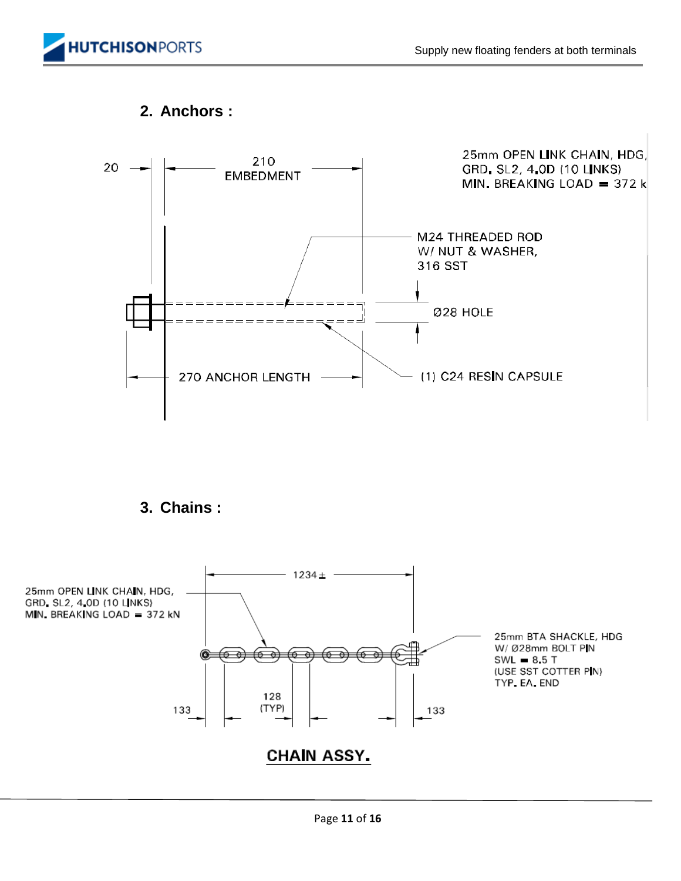## 2. Anchors :

20

210
EMBEDMENT

25mm OPEN LINK CHAIN, HDG,
GRD. SL2, 4.0D (10 LINKS)
MIN. BREAKING LOAD = 372 k

M24 THREADED ROD
W/ NUT & WASHER,
316 SST

Ø28 HOLE

270 ANCHOR LENGTH

(1) C24 RESIN CAPSULE

## 3. Chains :

1234±

25mm OPEN LINK CHAIN, HDG,
GRD. SL2, 4.0D (10 LINKS)
MIN. BREAKING LOAD = 372 kN

25mm BTA SHACKLE, HDG
W/ Ø28mm BOLT PIN
SWL = 8.5 T
(USE SST COTTER PIN)
TYP. EA. END

133

128
(TYP)

133

**CHAIN ASSY.**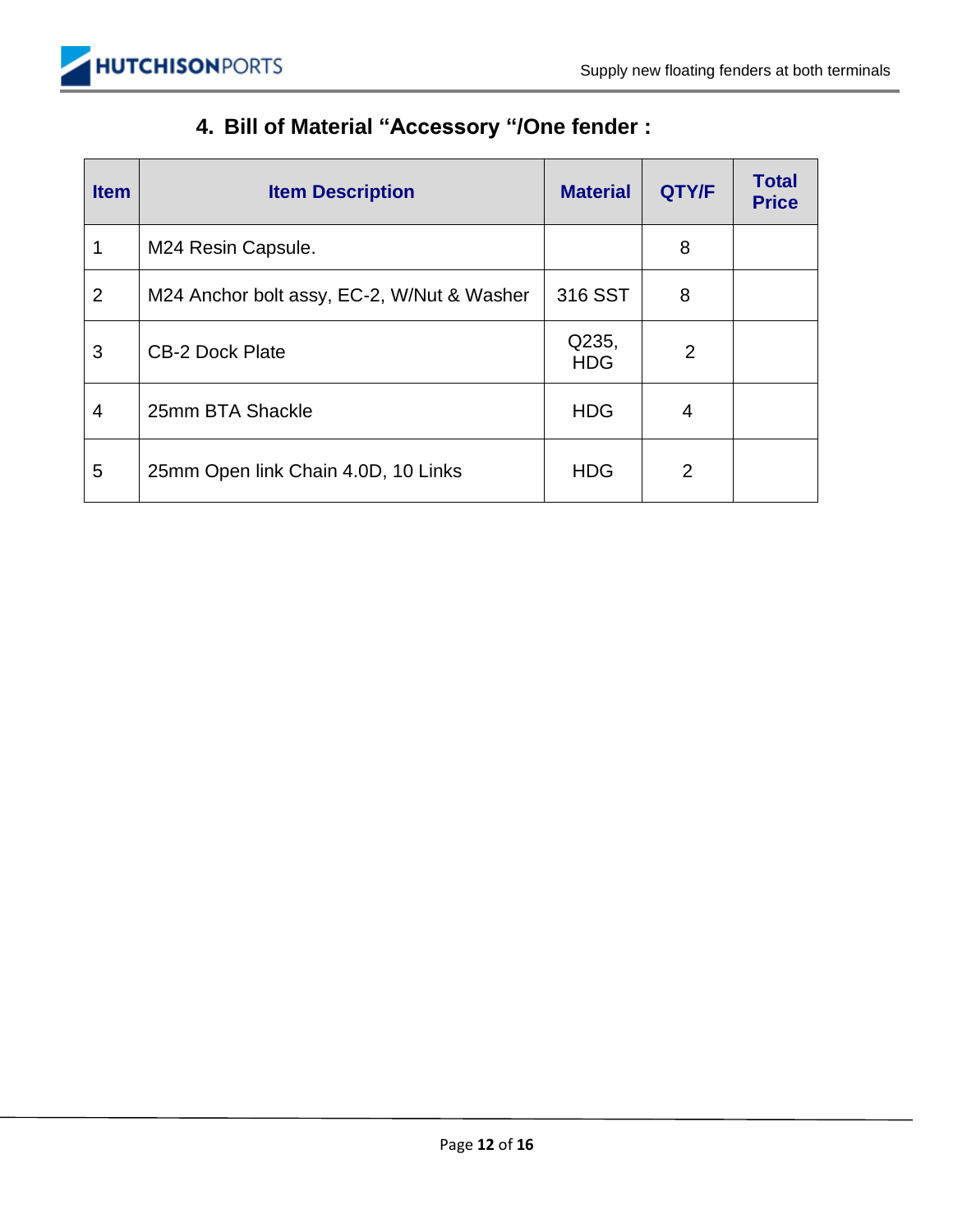## 4. Bill of Material "Accessory "/One fender :

| Item | Item Description | Material | QTY/F | Total Price |
|---|---|---|---|---|
| 1 | M24 Resin Capsule. | | 8 | |
| 2 | M24 Anchor bolt assy, EC-2, W/Nut & Washer | 316 SST | 8 | |
| 3 | CB-2 Dock Plate | Q235, HDG | 2 | |
| 4 | 25mm BTA Shackle | HDG | 4 | |
| 5 | 25mm Open link Chain 4.0D, 10 Links | HDG | 2 | |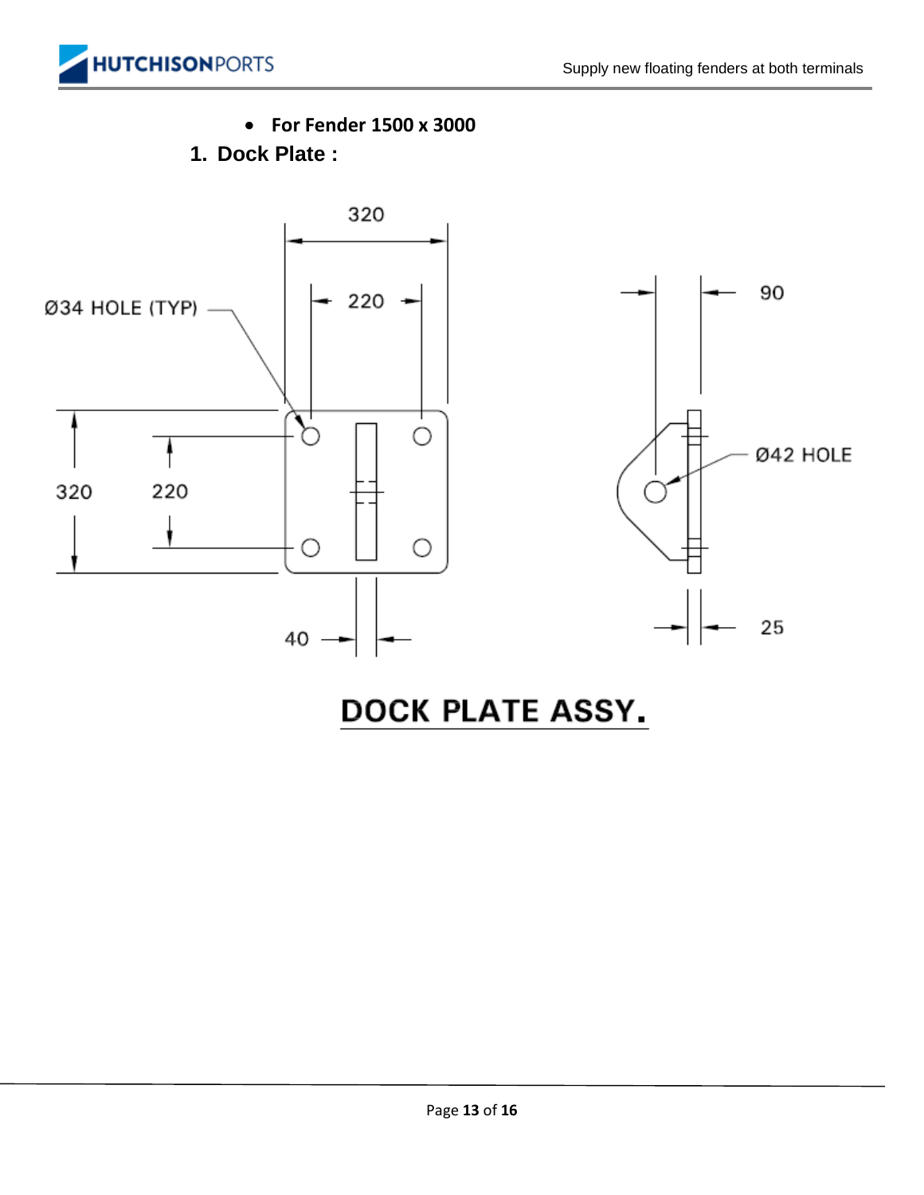- **For Fender 1500 x 3000**

## 1. Dock Plate :

320

Ø34 HOLE (TYP)

220

90

Ø42 HOLE

320

220

40

25

**DOCK PLATE ASSY.**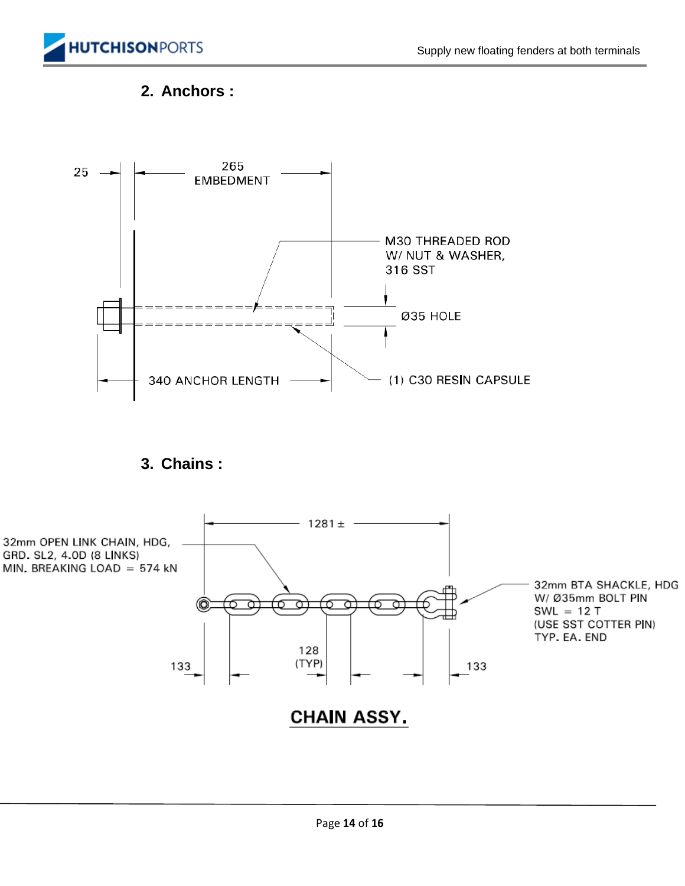## 2. Anchors :

25

265 EMBEDMENT

M30 THREADED ROD W/ NUT & WASHER, 316 SST

Ø35 HOLE

340 ANCHOR LENGTH

(1) C30 RESIN CAPSULE

## 3. Chains :

1281 ±

32mm OPEN LINK CHAIN, HDG, GRD. SL2, 4.0D (8 LINKS) MIN. BREAKING LOAD = 574 kN

32mm BTA SHACKLE, HDG W/ Ø35mm BOLT PIN SWL = 12 T (USE SST COTTER PIN) TYP. EA. END

133

128 (TYP)

133

**CHAIN ASSY.**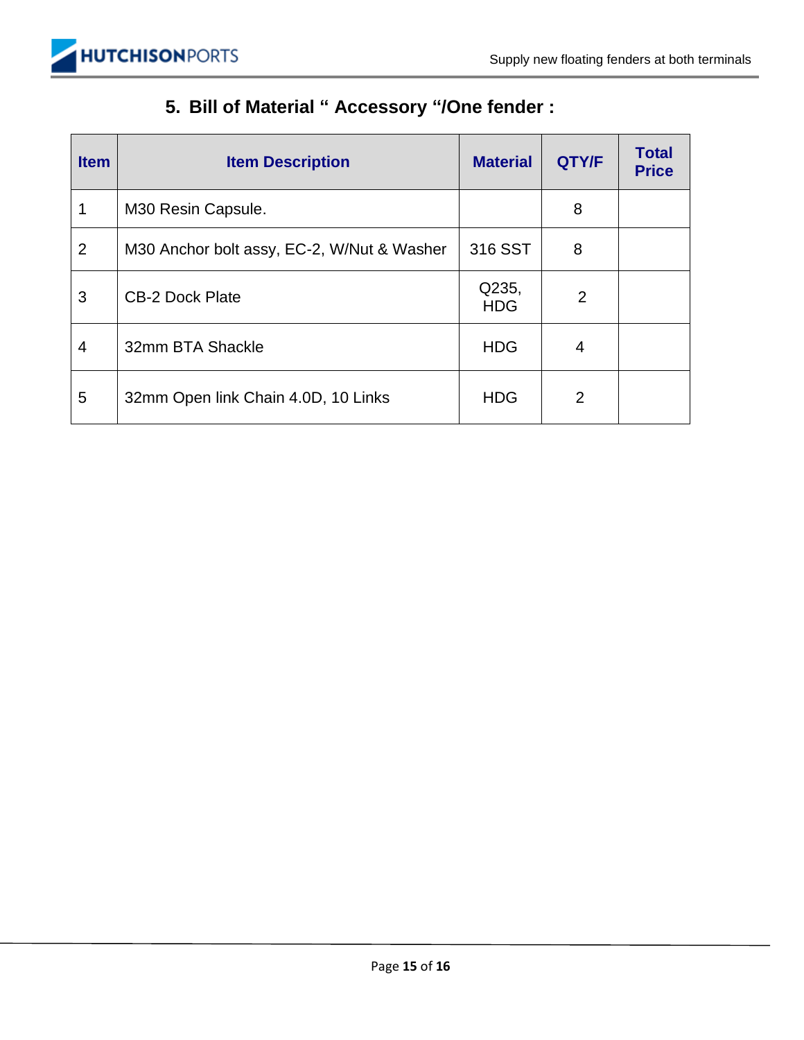## 5. Bill of Material " Accessory "/One fender :

| Item | Item Description | Material | QTY/F | Total Price |
|---|---|---|---|---|
| 1 | M30 Resin Capsule. | | 8 | |
| 2 | M30 Anchor bolt assy, EC-2, W/Nut & Washer | 316 SST | 8 | |
| 3 | CB-2 Dock Plate | Q235, HDG | 2 | |
| 4 | 32mm BTA Shackle | HDG | 4 | |
| 5 | 32mm Open link Chain 4.0D, 10 Links | HDG | 2 | |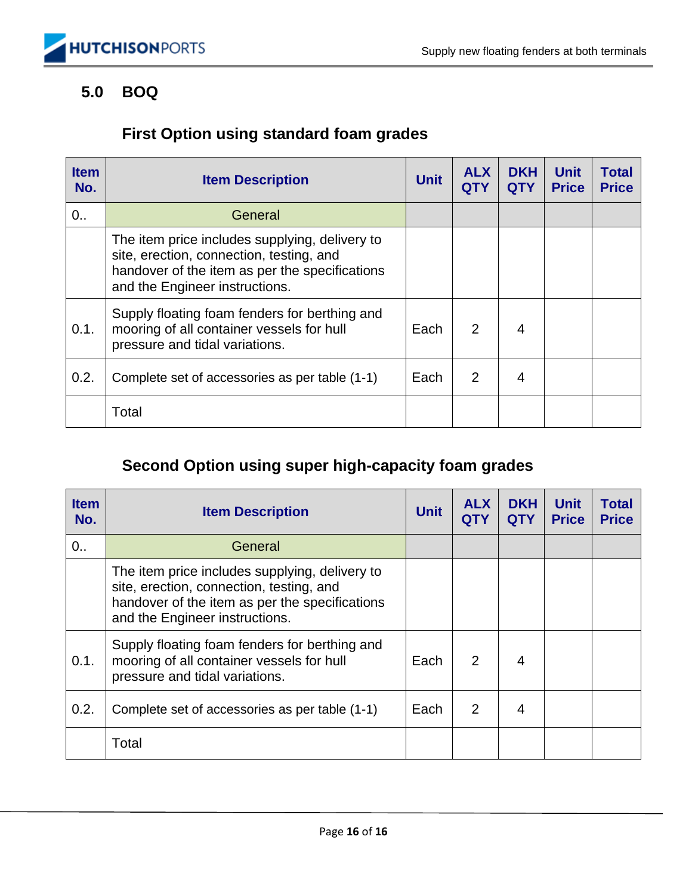## 5.0 BOQ

### First Option using standard foam grades

| Item No. | Item Description | Unit | ALX QTY | DKH QTY | Unit Price | Total Price |
|---|---|---|---|---|---|---|
| 0.. | General | | | | | |
| | The item price includes supplying, delivery to site, erection, connection, testing, and handover of the item as per the specifications and the Engineer instructions. | | | | | |
| 0.1. | Supply floating foam fenders for berthing and mooring of all container vessels for hull pressure and tidal variations. | Each | 2 | 4 | | |
| 0.2. | Complete set of accessories as per table (1-1) | Each | 2 | 4 | | |
| | Total | | | | | |

### Second Option using super high-capacity foam grades

| Item No. | Item Description | Unit | ALX QTY | DKH QTY | Unit Price | Total Price |
|---|---|---|---|---|---|---|
| 0.. | General | | | | | |
| | The item price includes supplying, delivery to site, erection, connection, testing, and handover of the item as per the specifications and the Engineer instructions. | | | | | |
| 0.1. | Supply floating foam fenders for berthing and mooring of all container vessels for hull pressure and tidal variations. | Each | 2 | 4 | | |
| 0.2. | Complete set of accessories as per table (1-1) | Each | 2 | 4 | | |
| | Total | | | | | |